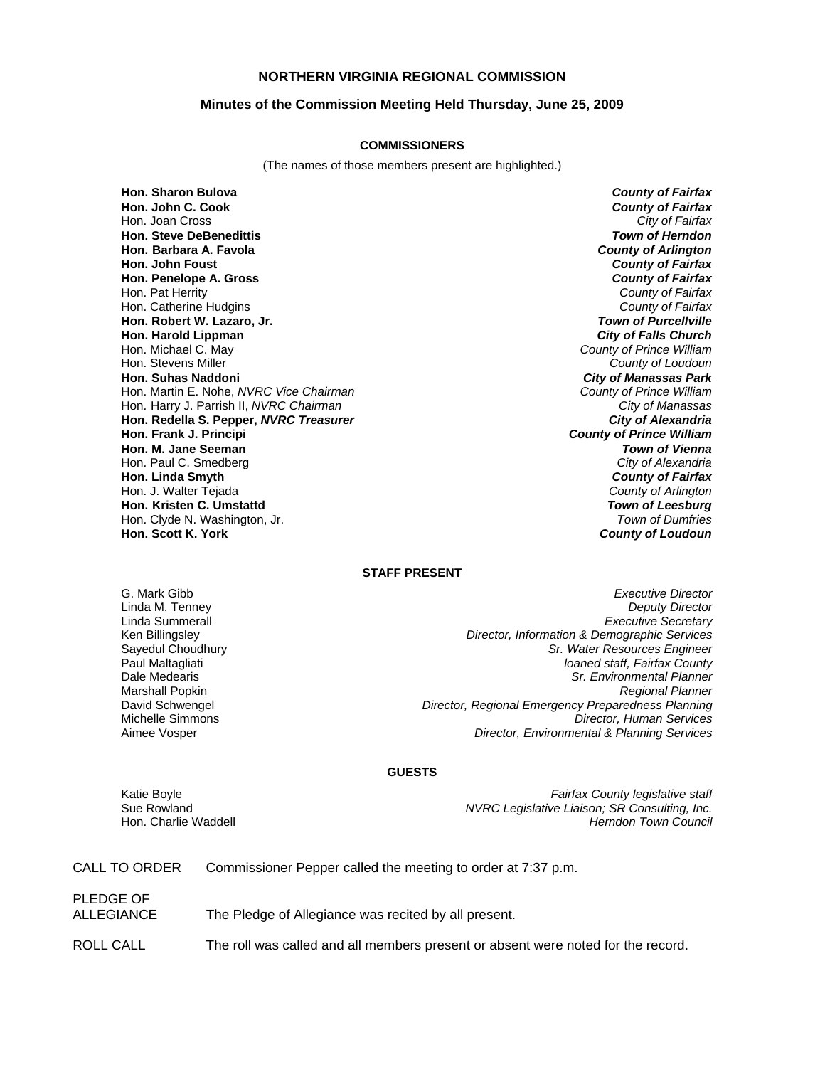# NORTHERN VIRGINIA REGIONAL COMMISSION

## Minutes of the Commission Meeting Held Thursday, June 25, 2009

### COMMISSIONERS

(The names of those members present are highlighted.)

| | |
|---|---|
| **Hon. Sharon Bulova** | ***County of Fairfax*** |
| **Hon. John C. Cook** | ***County of Fairfax*** |
| Hon. Joan Cross | *City of Fairfax* |
| **Hon. Steve DeBenedittis** | ***Town of Herndon*** |
| **Hon. Barbara A. Favola** | ***County of Arlington*** |
| **Hon. John Foust** | ***County of Fairfax*** |
| **Hon. Penelope A. Gross** | ***County of Fairfax*** |
| Hon. Pat Herrity | *County of Fairfax* |
| Hon. Catherine Hudgins | *County of Fairfax* |
| **Hon. Robert W. Lazaro, Jr.** | ***Town of Purcellville*** |
| **Hon. Harold Lippman** | ***City of Falls Church*** |
| Hon. Michael C. May | *County of Prince William* |
| Hon. Stevens Miller | *County of Loudoun* |
| **Hon. Suhas Naddoni** | ***City of Manassas Park*** |
| Hon. Martin E. Nohe, *NVRC Vice Chairman* | *County of Prince William* |
| Hon. Harry J. Parrish II, *NVRC Chairman* | *City of Manassas* |
| **Hon. Redella S. Pepper, *NVRC Treasurer*** | ***City of Alexandria*** |
| **Hon. Frank J. Principi** | ***County of Prince William*** |
| **Hon. M. Jane Seeman** | ***Town of Vienna*** |
| Hon. Paul C. Smedberg | *City of Alexandria* |
| **Hon. Linda Smyth** | ***County of Fairfax*** |
| Hon. J. Walter Tejada | *County of Arlington* |
| **Hon. Kristen C. Umstattd** | ***Town of Leesburg*** |
| Hon. Clyde N. Washington, Jr. | *Town of Dumfries* |
| **Hon. Scott K. York** | ***County of Loudoun*** |

### STAFF PRESENT

| | |
|---|---|
| G. Mark Gibb | *Executive Director* |
| Linda M. Tenney | *Deputy Director* |
| Linda Summerall | *Executive Secretary* |
| Ken Billingsley | *Director, Information & Demographic Services* |
| Sayedul Choudhury | *Sr. Water Resources Engineer* |
| Paul Maltagliati | *loaned staff, Fairfax County* |
| Dale Medearis | *Sr. Environmental Planner* |
| Marshall Popkin | *Regional Planner* |
| David Schwengel | *Director, Regional Emergency Preparedness Planning* |
| Michelle Simmons | *Director, Human Services* |
| Aimee Vosper | *Director, Environmental & Planning Services* |

### GUESTS

| | |
|---|---|
| Katie Boyle | *Fairfax County legislative staff* |
| Sue Rowland | *NVRC Legislative Liaison; SR Consulting, Inc.* |
| Hon. Charlie Waddell | *Herndon Town Council* |

CALL TO ORDER — Commissioner Pepper called the meeting to order at 7:37 p.m.

PLEDGE OF ALLEGIANCE — The Pledge of Allegiance was recited by all present.

ROLL CALL — The roll was called and all members present or absent were noted for the record.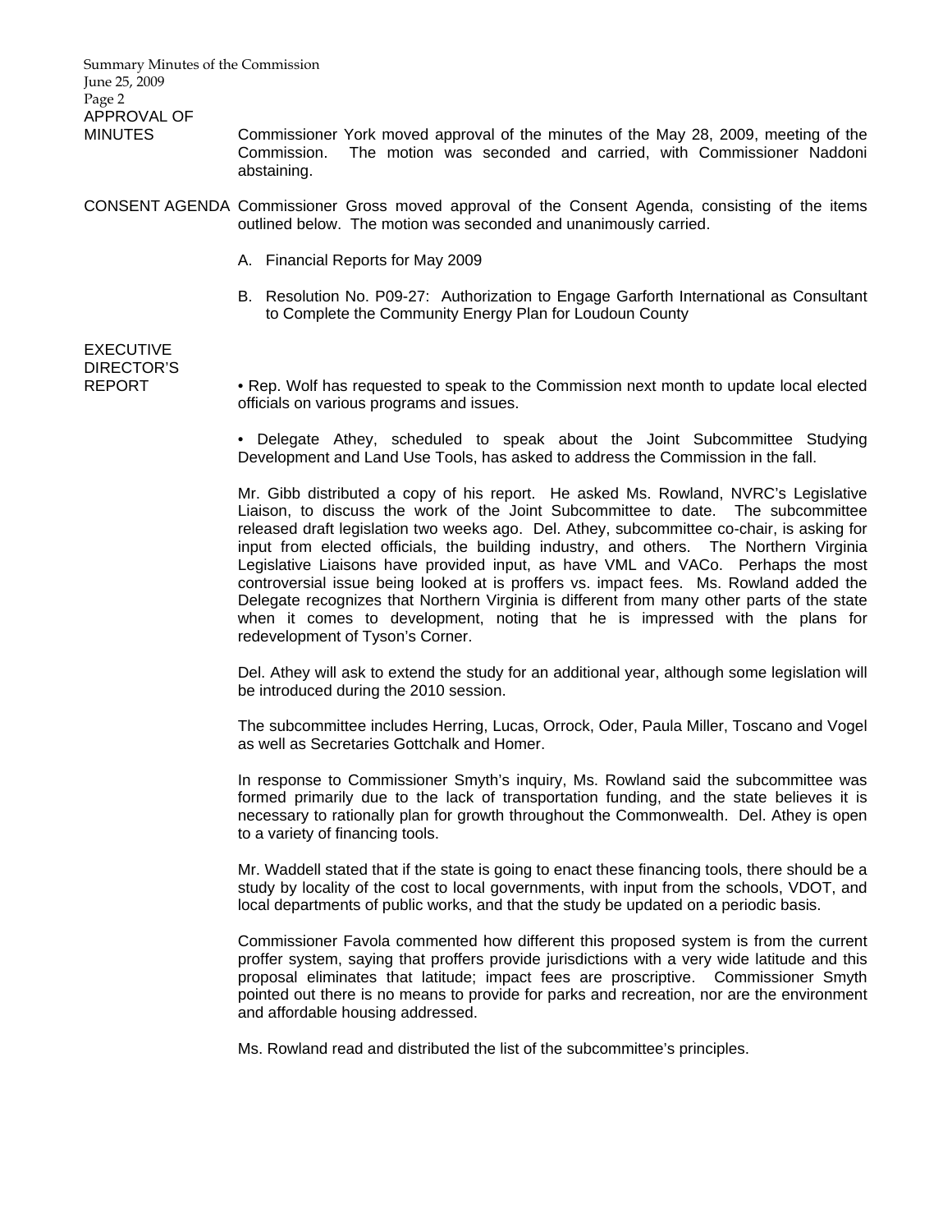**APPROVAL OF MINUTES**

Commissioner York moved approval of the minutes of the May 28, 2009, meeting of the Commission. The motion was seconded and carried, with Commissioner Naddoni abstaining.

**CONSENT AGENDA**

Commissioner Gross moved approval of the Consent Agenda, consisting of the items outlined below. The motion was seconded and unanimously carried.

A. Financial Reports for May 2009

B. Resolution No. P09-27: Authorization to Engage Garforth International as Consultant to Complete the Community Energy Plan for Loudoun County

**EXECUTIVE DIRECTOR'S REPORT**

• Rep. Wolf has requested to speak to the Commission next month to update local elected officials on various programs and issues.

• Delegate Athey, scheduled to speak about the Joint Subcommittee Studying Development and Land Use Tools, has asked to address the Commission in the fall.

Mr. Gibb distributed a copy of his report. He asked Ms. Rowland, NVRC's Legislative Liaison, to discuss the work of the Joint Subcommittee to date. The subcommittee released draft legislation two weeks ago. Del. Athey, subcommittee co-chair, is asking for input from elected officials, the building industry, and others. The Northern Virginia Legislative Liaisons have provided input, as have VML and VACo. Perhaps the most controversial issue being looked at is proffers vs. impact fees. Ms. Rowland added the Delegate recognizes that Northern Virginia is different from many other parts of the state when it comes to development, noting that he is impressed with the plans for redevelopment of Tyson's Corner.

Del. Athey will ask to extend the study for an additional year, although some legislation will be introduced during the 2010 session.

The subcommittee includes Herring, Lucas, Orrock, Oder, Paula Miller, Toscano and Vogel as well as Secretaries Gottchalk and Homer.

In response to Commissioner Smyth's inquiry, Ms. Rowland said the subcommittee was formed primarily due to the lack of transportation funding, and the state believes it is necessary to rationally plan for growth throughout the Commonwealth. Del. Athey is open to a variety of financing tools.

Mr. Waddell stated that if the state is going to enact these financing tools, there should be a study by locality of the cost to local governments, with input from the schools, VDOT, and local departments of public works, and that the study be updated on a periodic basis.

Commissioner Favola commented how different this proposed system is from the current proffer system, saying that proffers provide jurisdictions with a very wide latitude and this proposal eliminates that latitude; impact fees are proscriptive. Commissioner Smyth pointed out there is no means to provide for parks and recreation, nor are the environment and affordable housing addressed.

Ms. Rowland read and distributed the list of the subcommittee's principles.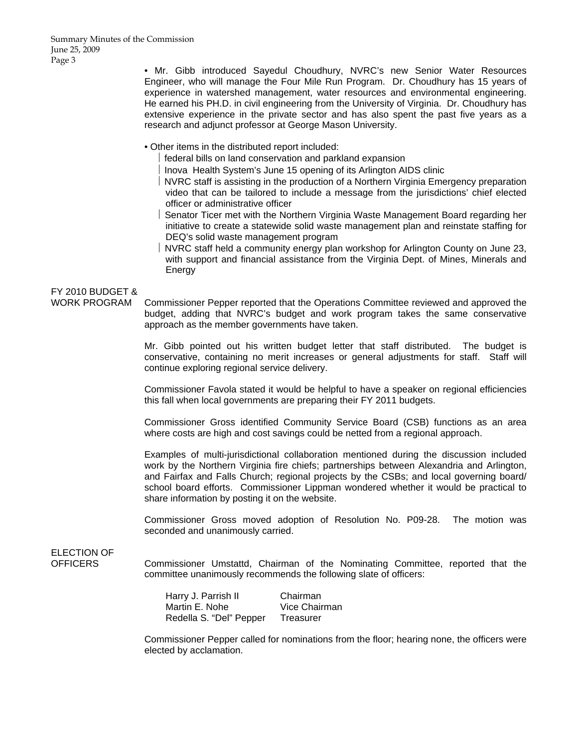- Mr. Gibb introduced Sayedul Choudhury, NVRC's new Senior Water Resources Engineer, who will manage the Four Mile Run Program. Dr. Choudhury has 15 years of experience in watershed management, water resources and environmental engineering. He earned his PH.D. in civil engineering from the University of Virginia. Dr. Choudhury has extensive experience in the private sector and has also spent the past five years as a research and adjunct professor at George Mason University.

- Other items in the distributed report included:
  - federal bills on land conservation and parkland expansion
  - Inova Health System's June 15 opening of its Arlington AIDS clinic
  - NVRC staff is assisting in the production of a Northern Virginia Emergency preparation video that can be tailored to include a message from the jurisdictions' chief elected officer or administrative officer
  - Senator Ticer met with the Northern Virginia Waste Management Board regarding her initiative to create a statewide solid waste management plan and reinstate staffing for DEQ's solid waste management program
  - NVRC staff held a community energy plan workshop for Arlington County on June 23, with support and financial assistance from the Virginia Dept. of Mines, Minerals and Energy

**FY 2010 BUDGET & WORK PROGRAM**

Commissioner Pepper reported that the Operations Committee reviewed and approved the budget, adding that NVRC's budget and work program takes the same conservative approach as the member governments have taken.

Mr. Gibb pointed out his written budget letter that staff distributed. The budget is conservative, containing no merit increases or general adjustments for staff. Staff will continue exploring regional service delivery.

Commissioner Favola stated it would be helpful to have a speaker on regional efficiencies this fall when local governments are preparing their FY 2011 budgets.

Commissioner Gross identified Community Service Board (CSB) functions as an area where costs are high and cost savings could be netted from a regional approach.

Examples of multi-jurisdictional collaboration mentioned during the discussion included work by the Northern Virginia fire chiefs; partnerships between Alexandria and Arlington, and Fairfax and Falls Church; regional projects by the CSBs; and local governing board/ school board efforts. Commissioner Lippman wondered whether it would be practical to share information by posting it on the website.

Commissioner Gross moved adoption of Resolution No. P09-28. The motion was seconded and unanimously carried.

**ELECTION OF OFFICERS**

Commissioner Umstattd, Chairman of the Nominating Committee, reported that the committee unanimously recommends the following slate of officers:

| | |
|---|---|
| Harry J. Parrish II | Chairman |
| Martin E. Nohe | Vice Chairman |
| Redella S. "Del" Pepper | Treasurer |

Commissioner Pepper called for nominations from the floor; hearing none, the officers were elected by acclamation.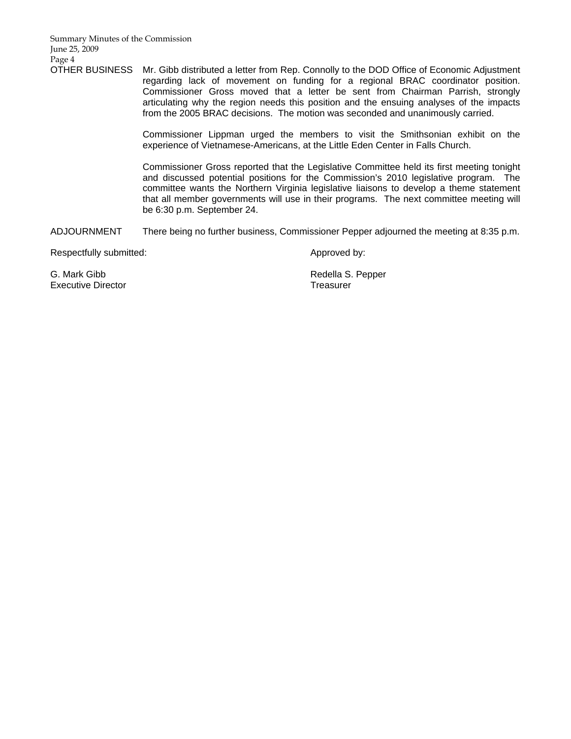**OTHER BUSINESS**

Mr. Gibb distributed a letter from Rep. Connolly to the DOD Office of Economic Adjustment regarding lack of movement on funding for a regional BRAC coordinator position. Commissioner Gross moved that a letter be sent from Chairman Parrish, strongly articulating why the region needs this position and the ensuing analyses of the impacts from the 2005 BRAC decisions. The motion was seconded and unanimously carried.

Commissioner Lippman urged the members to visit the Smithsonian exhibit on the experience of Vietnamese-Americans, at the Little Eden Center in Falls Church.

Commissioner Gross reported that the Legislative Committee held its first meeting tonight and discussed potential positions for the Commission's 2010 legislative program. The committee wants the Northern Virginia legislative liaisons to develop a theme statement that all member governments will use in their programs. The next committee meeting will be 6:30 p.m. September 24.

**ADJOURNMENT**

There being no further business, Commissioner Pepper adjourned the meeting at 8:35 p.m.

| | |
|---|---|
| Respectfully submitted: | Approved by: |
| G. Mark Gibb<br>Executive Director | Redella S. Pepper<br>Treasurer |